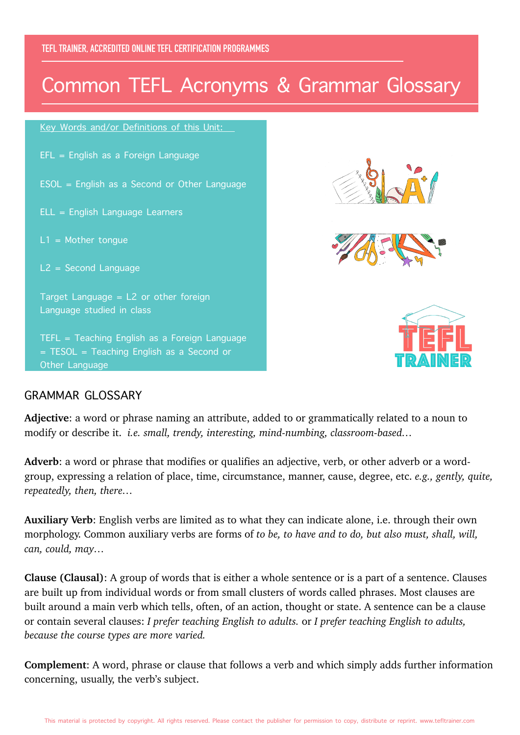TEFL TRAINER, ACCREDITED ONLINE TEFL CERTIFICATION PROGRAMMES

# Common TEFL Acronyms & Grammar Glossary

Key Words and/or Definitions of this Unit:

EFL = English as a Foreign Language

ESOL = English as a Second or Other Language

ELL = English Language Learners

L1 = Mother tongue

L2 = Second Language

Target Language = L2 or other foreign Language studied in class

TEFL = Teaching English as a Foreign Language = TESOL = Teaching English as a Second or Other Language

## GRAMMAR GLOSSARY

**Adjective**: a word or phrase naming an attribute, added to or grammatically related to a noun to modify or describe it. *i.e. small, trendy, interesting, mind-numbing, classroom-based…*

**Adverb**: a word or phrase that modifies or qualifies an adjective, verb, or other adverb or a word-group, expressing a relation of place, time, circumstance, manner, cause, degree, etc. *e.g., gently, quite, repeatedly, then, there…*

**Auxiliary Verb**: English verbs are limited as to what they can indicate alone, i.e. through their own morphology. Common auxiliary verbs are forms of *to be, to have and to do, but also must, shall, will, can, could, may…*

**Clause (Clausal)**: A group of words that is either a whole sentence or is a part of a sentence. Clauses are built up from individual words or from small clusters of words called phrases. Most clauses are built around a main verb which tells, often, of an action, thought or state. A sentence can be a clause or contain several clauses: *I prefer teaching English to adults.* or *I prefer teaching English to adults, because the course types are more varied.*

**Complement**: A word, phrase or clause that follows a verb and which simply adds further information concerning, usually, the verb's subject.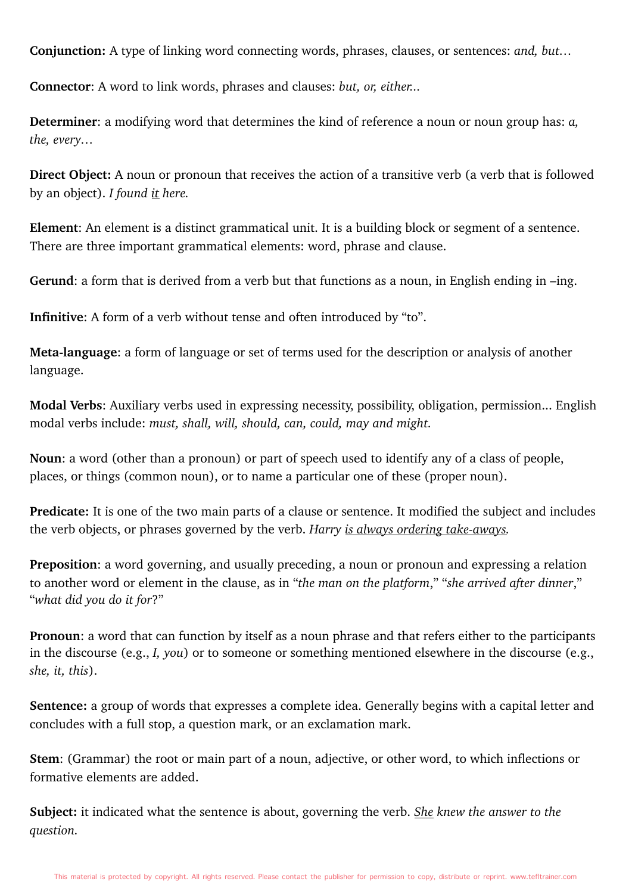**Conjunction:** A type of linking word connecting words, phrases, clauses, or sentences: *and, but…*

**Connector**: A word to link words, phrases and clauses: *but, or, either..*

**Determiner**: a modifying word that determines the kind of reference a noun or noun group has: *a, the, every…*

**Direct Object:** A noun or pronoun that receives the action of a transitive verb (a verb that is followed by an object). *I found <u>it</u> here.*

**Element**: An element is a distinct grammatical unit. It is a building block or segment of a sentence. There are three important grammatical elements: word, phrase and clause.

**Gerund**: a form that is derived from a verb but that functions as a noun, in English ending in –ing.

**Infinitive**: A form of a verb without tense and often introduced by "to".

**Meta-language**: a form of language or set of terms used for the description or analysis of another language.

**Modal Verbs**: Auxiliary verbs used in expressing necessity, possibility, obligation, permission... English modal verbs include: *must, shall, will, should, can, could, may and might.*

**Noun**: a word (other than a pronoun) or part of speech used to identify any of a class of people, places, or things (common noun), or to name a particular one of these (proper noun).

**Predicate:** It is one of the two main parts of a clause or sentence. It modified the subject and includes the verb objects, or phrases governed by the verb. *Harry <u>is always ordering take-aways.</u>*

**Preposition**: a word governing, and usually preceding, a noun or pronoun and expressing a relation to another word or element in the clause, as in "*the man on the platform*," "*she arrived after dinner*," "*what did you do it for*?"

**Pronoun**: a word that can function by itself as a noun phrase and that refers either to the participants in the discourse (e.g., *I, you*) or to someone or something mentioned elsewhere in the discourse (e.g., *she, it, this*).

**Sentence:** a group of words that expresses a complete idea. Generally begins with a capital letter and concludes with a full stop, a question mark, or an exclamation mark.

**Stem**: (Grammar) the root or main part of a noun, adjective, or other word, to which inflections or formative elements are added.

**Subject:** it indicated what the sentence is about, governing the verb. *<u>She</u> knew the answer to the question.*

This material is protected by copyright. All rights reserved. Please contact the publisher for permission to copy, distribute or reprint. www.tefltrainer.com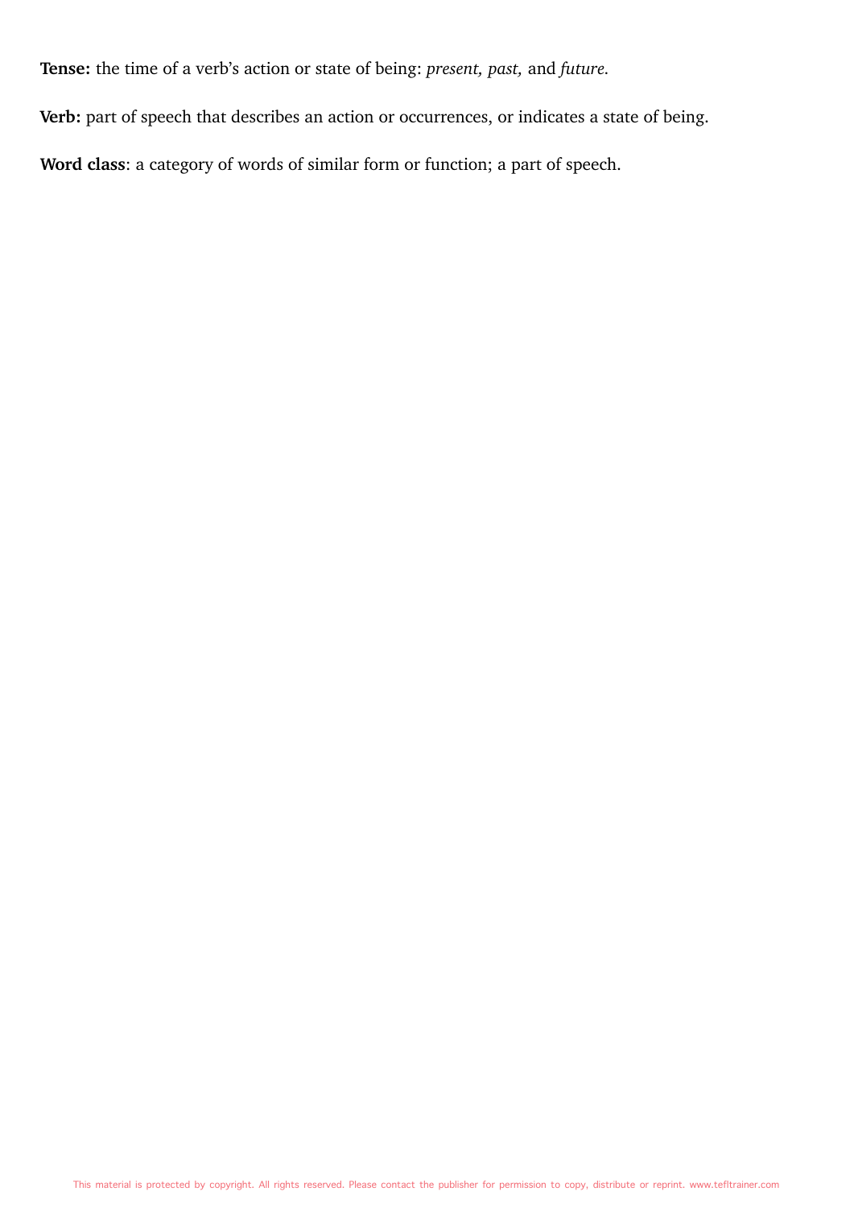**Tense:** the time of a verb's action or state of being: *present, past,* and *future*.

**Verb:** part of speech that describes an action or occurrences, or indicates a state of being.

**Word class**: a category of words of similar form or function; a part of speech.